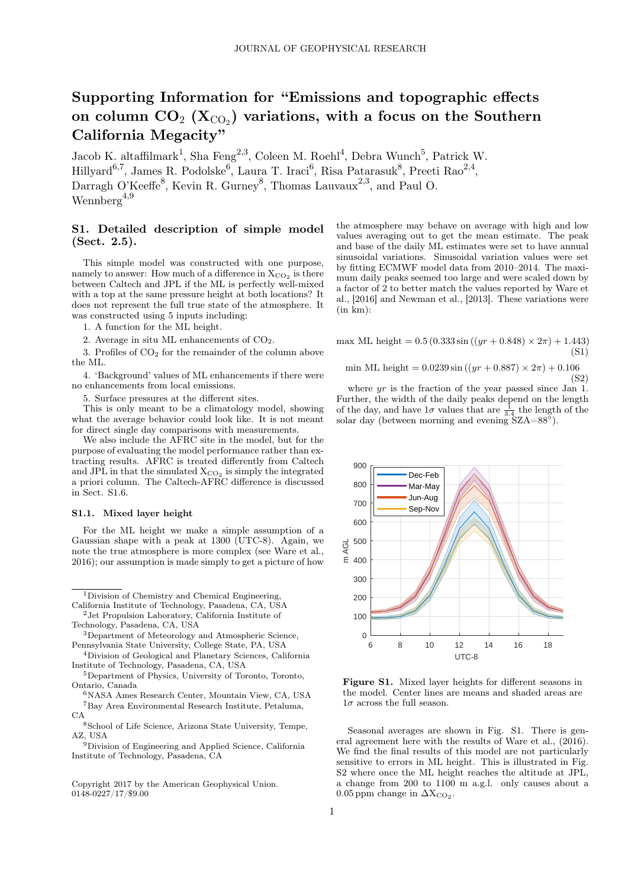# Supporting Information for "Emissions and topographic effects on column $CO_2$ ($X_{CO_2}$) variations, with a focus on the Southern California Megacity"

Jacob K. altaffilmark[1], Sha Feng[2,3], Coleen M. Roehl[4], Debra Wunch[5], Patrick W. Hillyard[6,7], James R. Podolske[6], Laura T. Iraci[6], Risa Patarasuk[8], Preeti Rao[2,4], Darragh O'Keeffe[8], Kevin R. Gurney[8], Thomas Lauvaux[2,3], and Paul O. Wennberg[4,9]

[1]Division of Chemistry and Chemical Engineering, California Institute of Technology, Pasadena, CA, USA

[2]Jet Propulsion Laboratory, California Institute of Technology, Pasadena, CA, USA

[3]Department of Meteorology and Atmospheric Science, Pennsylvania State University, College State, PA, USA

[4]Division of Geological and Planetary Sciences, California Institute of Technology, Pasadena, CA, USA

[5]Department of Physics, University of Toronto, Toronto, Ontario, Canada

[6]NASA Ames Research Center, Mountain View, CA, USA

[7]Bay Area Environmental Research Institute, Petaluma, CA

[8]School of Life Science, Arizona State University, Tempe, AZ, USA

[9]Division of Engineering and Applied Science, California Institute of Technology, Pasadena, CA

Copyright 2017 by the American Geophysical Union. 0148-0227/17/$9.00

## S1. Detailed description of simple model (Sect. 2.5).

This simple model was constructed with one purpose, namely to answer: How much of a difference in $X_{CO_2}$ is there between Caltech and JPL if the ML is perfectly well-mixed with a top at the same pressure height at both locations? It does not represent the full true state of the atmosphere. It was constructed using 5 inputs including:

1. A function for the ML height.
2. Average in situ ML enhancements of $CO_2$.
3. Profiles of $CO_2$ for the remainder of the column above the ML.
4. 'Background' values of ML enhancements if there were no enhancements from local emissions.
5. Surface pressures at the different sites.

This is only meant to be a climatology model, showing what the average behavior could look like. It is not meant for direct single day comparisons with measurements.

We also include the AFRC site in the model, but for the purpose of evaluating the model performance rather than extracting results. AFRC is treated differently from Caltech and JPL in that the simulated $X_{CO_2}$ is simply the integrated a priori column. The Caltech-AFRC difference is discussed in Sect. S1.6.

### S1.1. Mixed layer height

For the ML height we make a simple assumption of a Gaussian shape with a peak at 1300 (UTC-8). Again, we note the true atmosphere is more complex (see Ware et al., 2016); our assumption is made simply to get a picture of how the atmosphere may behave on average with high and low values averaging out to get the mean estimate. The peak and base of the daily ML estimates were set to have annual sinusoidal variations. Sinusoidal variation values were set by fitting ECMWF model data from 2010–2014. The maximum daily peaks seemed too large and were scaled down by a factor of 2 to better match the values reported by Ware et al., [2016] and Newman et al., [2013]. These variations were (in km):

$$\text{max ML height} = 0.5\,(0.333\sin\left((yr + 0.848)\times 2\pi\right) + 1.443) \quad \text{(S1)}$$

$$\text{min ML height} = 0.0239\sin\left((yr + 0.887)\times 2\pi\right) + 0.106 \quad \text{(S2)}$$

where $yr$ is the fraction of the year passed since Jan 1. Further, the width of the daily peaks depend on the length of the day, and have $1\sigma$ values that are $\frac{1}{3.4}$ the length of the solar day (between morning and evening SZA=88°).

**Figure S1.** Mixed layer heights for different seasons in the model. Center lines are means and shaded areas are $1\sigma$ across the full season.

Seasonal averages are shown in Fig. S1. There is general agreement here with the results of Ware et al., (2016). We find the final results of this model are not particularly sensitive to errors in ML height. This is illustrated in Fig. S2 where once the ML height reaches the altitude at JPL, a change from 200 to 1100 m a.g.l. only causes about a 0.05 ppm change in $\Delta X_{CO_2}$.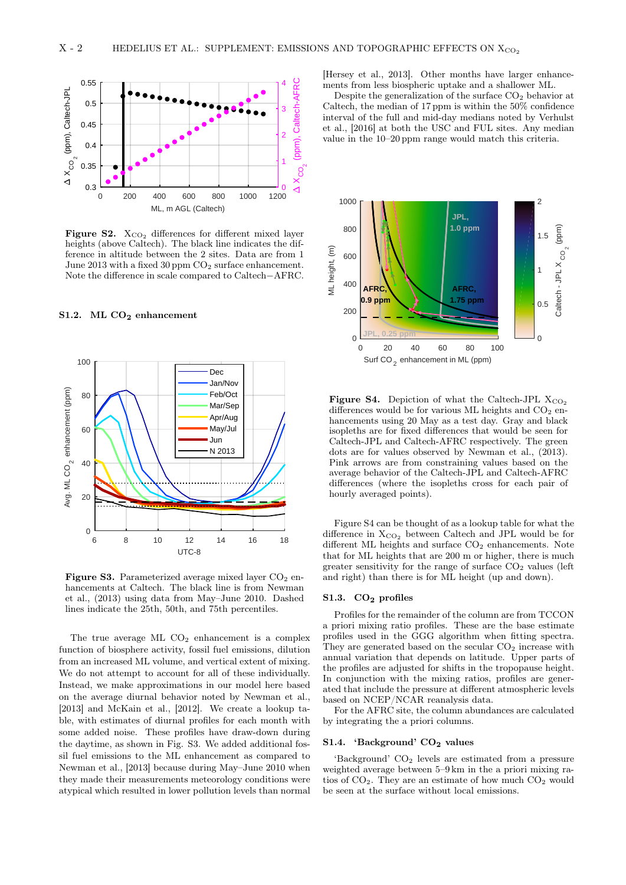**Figure S2.** $X_{CO_2}$ differences for different mixed layer heights (above Caltech). The black line indicates the difference in altitude between the 2 sites. Data are from 1 June 2013 with a fixed 30 ppm $CO_2$ surface enhancement. Note the difference in scale compared to Caltech−AFRC.

### S1.2. ML $CO_2$ enhancement

**Figure S3.** Parameterized average mixed layer $CO_2$ enhancements at Caltech. The black line is from Newman et al., (2013) using data from May–June 2010. Dashed lines indicate the 25th, 50th, and 75th percentiles.

The true average ML $CO_2$ enhancement is a complex function of biosphere activity, fossil fuel emissions, dilution from an increased ML volume, and vertical extent of mixing. We do not attempt to account for all of these individually. Instead, we make approximations in our model here based on the average diurnal behavior noted by Newman et al., [2013] and McKain et al., [2012]. We create a lookup table, with estimates of diurnal profiles for each month with some added noise. These profiles have draw-down during the daytime, as shown in Fig. S3. We added additional fossil fuel emissions to the ML enhancement as compared to Newman et al., [2013] because during May–June 2010 when they made their measurements meteorology conditions were atypical which resulted in lower pollution levels than normal [Hersey et al., 2013]. Other months have larger enhancements from less biospheric uptake and a shallower ML.

Despite the generalization of the surface $CO_2$ behavior at Caltech, the median of 17 ppm is within the 50% confidence interval of the full and mid-day medians noted by Verhulst et al., [2016] at both the USC and FUL sites. Any median value in the 10–20 ppm range would match this criteria.

**Figure S4.** Depiction of what the Caltech-JPL $X_{CO_2}$ differences would be for various ML heights and $CO_2$ enhancements using 20 May as a test day. Gray and black isopleths are for fixed differences that would be seen for Caltech-JPL and Caltech-AFRC respectively. The green dots are for values observed by Newman et al., (2013). Pink arrows are from constraining values based on the average behavior of the Caltech-JPL and Caltech-AFRC differences (where the isopleths cross for each pair of hourly averaged points).

Figure S4 can be thought of as a lookup table for what the difference in $X_{CO_2}$ between Caltech and JPL would be for different ML heights and surface $CO_2$ enhancements. Note that for ML heights that are 200 m or higher, there is much greater sensitivity for the range of surface $CO_2$ values (left and right) than there is for ML height (up and down).

### S1.3. $CO_2$ profiles

Profiles for the remainder of the column are from TCCON a priori mixing ratio profiles. These are the base estimate profiles used in the GGG algorithm when fitting spectra. They are generated based on the secular $CO_2$ increase with annual variation that depends on latitude. Upper parts of the profiles are adjusted for shifts in the tropopause height. In conjunction with the mixing ratios, profiles are generated that include the pressure at different atmospheric levels based on NCEP/NCAR reanalysis data.

For the AFRC site, the column abundances are calculated by integrating the a priori columns.

### S1.4. 'Background' $CO_2$ values

'Background' $CO_2$ levels are estimated from a pressure weighted average between 5–9 km in the a priori mixing ratios of $CO_2$. They are an estimate of how much $CO_2$ would be seen at the surface without local emissions.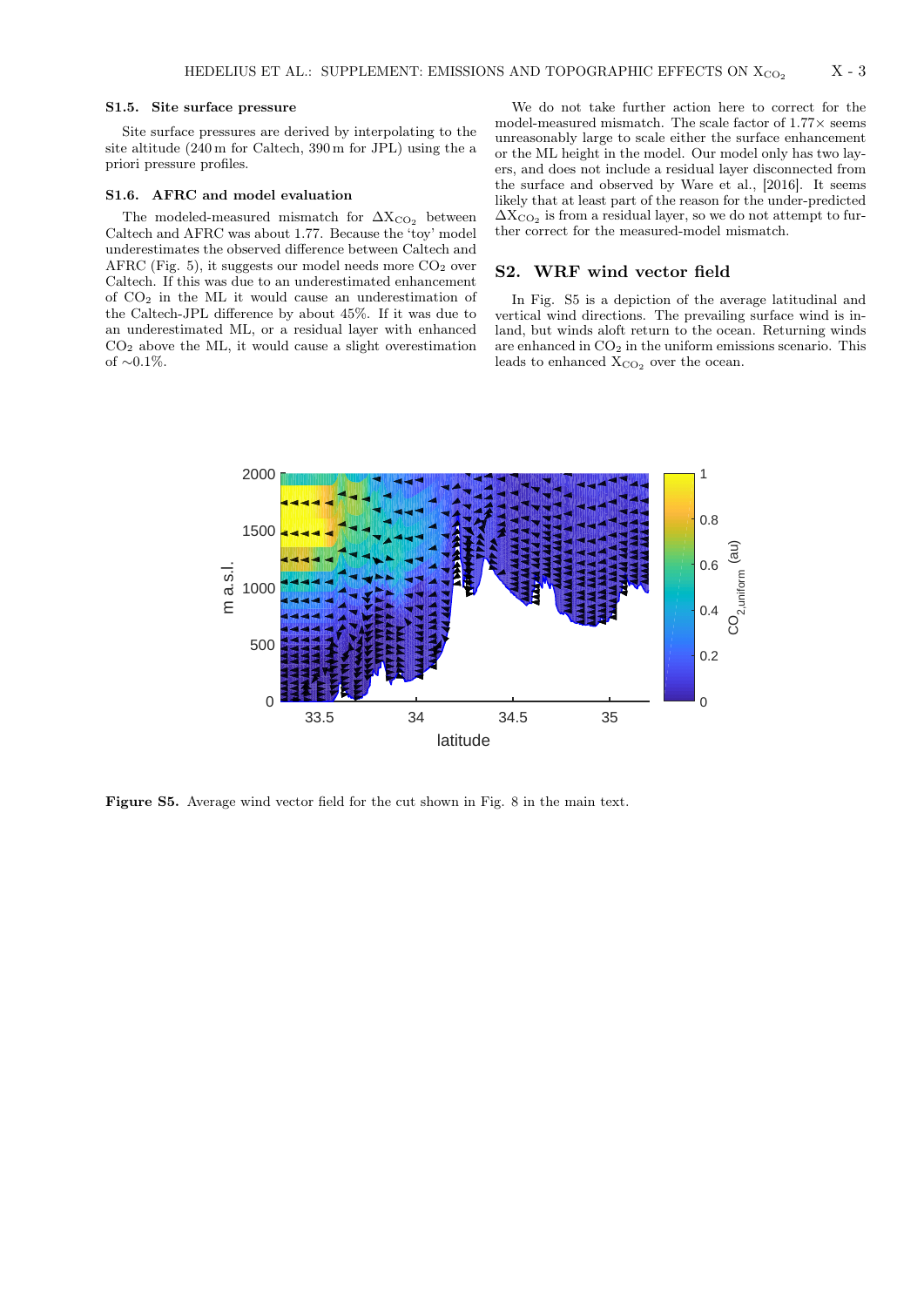### S1.5. Site surface pressure

Site surface pressures are derived by interpolating to the site altitude (240 m for Caltech, 390 m for JPL) using the a priori pressure profiles.

### S1.6. AFRC and model evaluation

The modeled-measured mismatch for $\Delta X_{CO_2}$ between Caltech and AFRC was about 1.77. Because the 'toy' model underestimates the observed difference between Caltech and AFRC (Fig. 5), it suggests our model needs more $CO_2$ over Caltech. If this was due to an underestimated enhancement of $CO_2$ in the ML it would cause an underestimation of the Caltech-JPL difference by about 45%. If it was due to an underestimated ML, or a residual layer with enhanced $CO_2$ above the ML, it would cause a slight overestimation of ∼0.1%.

We do not take further action here to correct for the model-measured mismatch. The scale factor of 1.77× seems unreasonably large to scale either the surface enhancement or the ML height in the model. Our model only has two layers, and does not include a residual layer disconnected from the surface and observed by Ware et al., [2016]. It seems likely that at least part of the reason for the under-predicted $\Delta X_{CO_2}$ is from a residual layer, so we do not attempt to further correct for the measured-model mismatch.

## S2. WRF wind vector field

In Fig. S5 is a depiction of the average latitudinal and vertical wind directions. The prevailing surface wind is inland, but winds aloft return to the ocean. Returning winds are enhanced in $CO_2$ in the uniform emissions scenario. This leads to enhanced $X_{CO_2}$ over the ocean.

2000
1500
1000
500
0
m a.s.l.
33.5
34
34.5
35
latitude
1
0.8
0.6
0.4
0.2
0
$CO_{2,uniform}$ (au)

**Figure S5.** Average wind vector field for the cut shown in Fig. 8 in the main text.